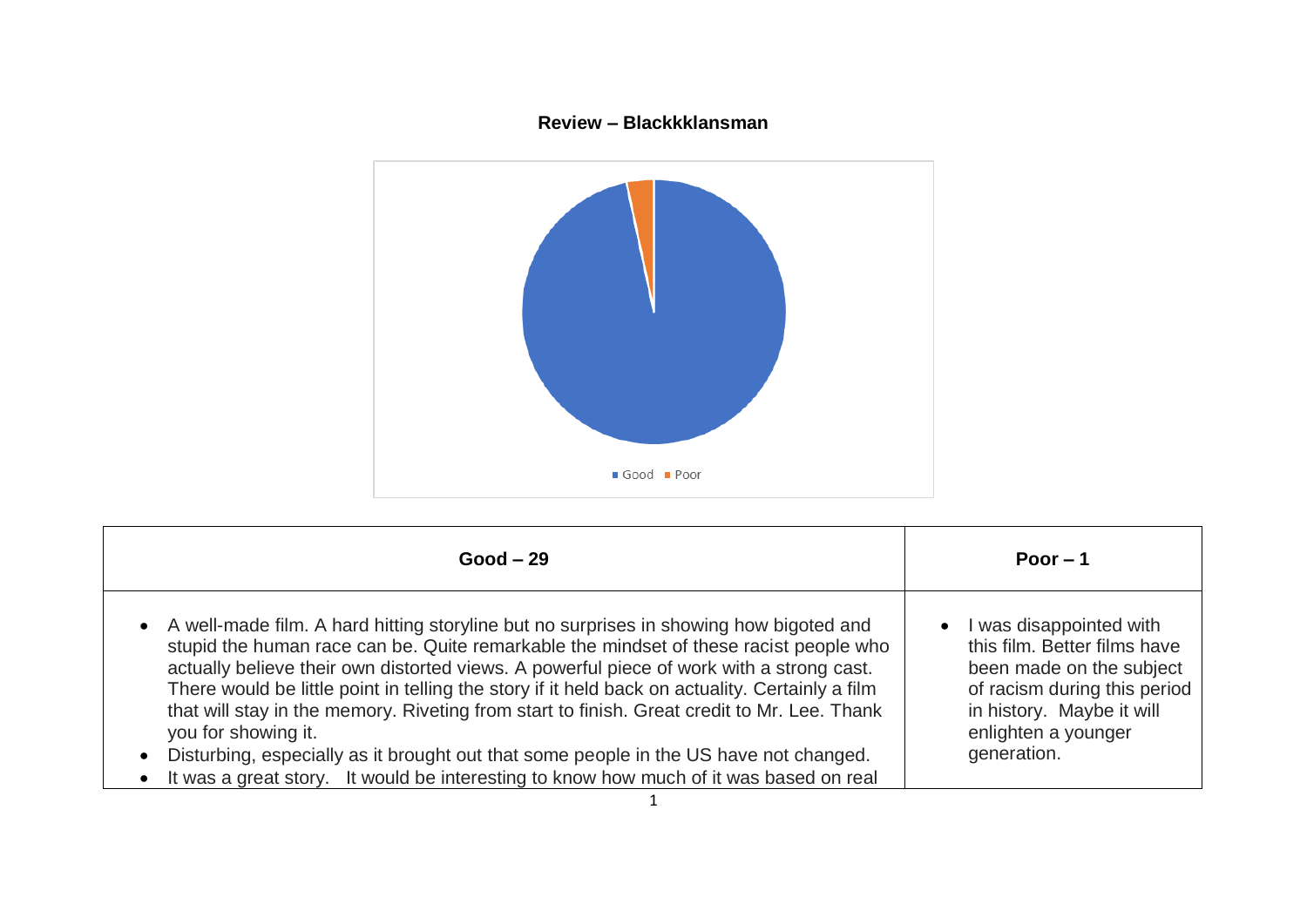**Review – Blackkklansman**

| Good – 29 | Poor – 1 |
| --- | --- |
| • A well-made film. A hard hitting storyline but no surprises in showing how bigoted and stupid the human race can be. Quite remarkable the mindset of these racist people who actually believe their own distorted views. A powerful piece of work with a strong cast. There would be little point in telling the story if it held back on actuality. Certainly a film that will stay in the memory. Riveting from start to finish. Great credit to Mr. Lee. Thank you for showing it.<br>• Disturbing, especially as it brought out that some people in the US have not changed.<br>• It was a great story. It would be interesting to know how much of it was based on real | • I was disappointed with this film. Better films have been made on the subject of racism during this period in history. Maybe it will enlighten a younger generation. |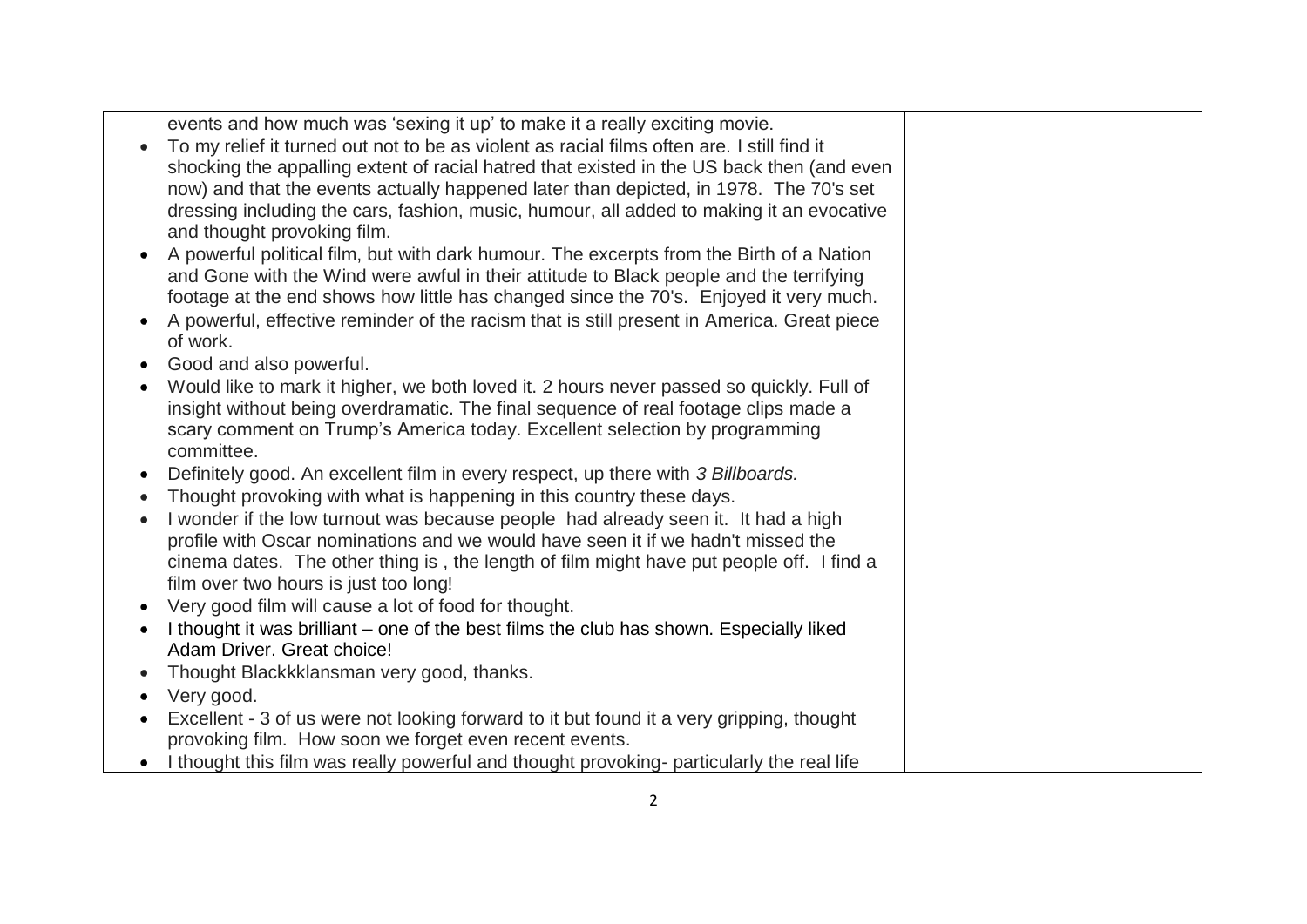| | |
|---|---|
| events and how much was 'sexing it up' to make it a really exciting movie.<br>• To my relief it turned out not to be as violent as racial films often are. I still find it shocking the appalling extent of racial hatred that existed in the US back then (and even now) and that the events actually happened later than depicted, in 1978. The 70's set dressing including the cars, fashion, music, humour, all added to making it an evocative and thought provoking film.<br>• A powerful political film, but with dark humour. The excerpts from the Birth of a Nation and Gone with the Wind were awful in their attitude to Black people and the terrifying footage at the end shows how little has changed since the 70's. Enjoyed it very much.<br>• A powerful, effective reminder of the racism that is still present in America. Great piece of work.<br>• Good and also powerful.<br>• Would like to mark it higher, we both loved it. 2 hours never passed so quickly. Full of insight without being overdramatic. The final sequence of real footage clips made a scary comment on Trump's America today. Excellent selection by programming committee.<br>• Definitely good. An excellent film in every respect, up there with *3 Billboards.*<br>• Thought provoking with what is happening in this country these days.<br>• I wonder if the low turnout was because people had already seen it. It had a high profile with Oscar nominations and we would have seen it if we hadn't missed the cinema dates. The other thing is , the length of film might have put people off. I find a film over two hours is just too long!<br>• Very good film will cause a lot of food for thought.<br>• I thought it was brilliant – one of the best films the club has shown. Especially liked Adam Driver. Great choice!<br>• Thought Blackkklansman very good, thanks.<br>• Very good.<br>• Excellent - 3 of us were not looking forward to it but found it a very gripping, thought provoking film. How soon we forget even recent events.<br>• I thought this film was really powerful and thought provoking- particularly the real life | |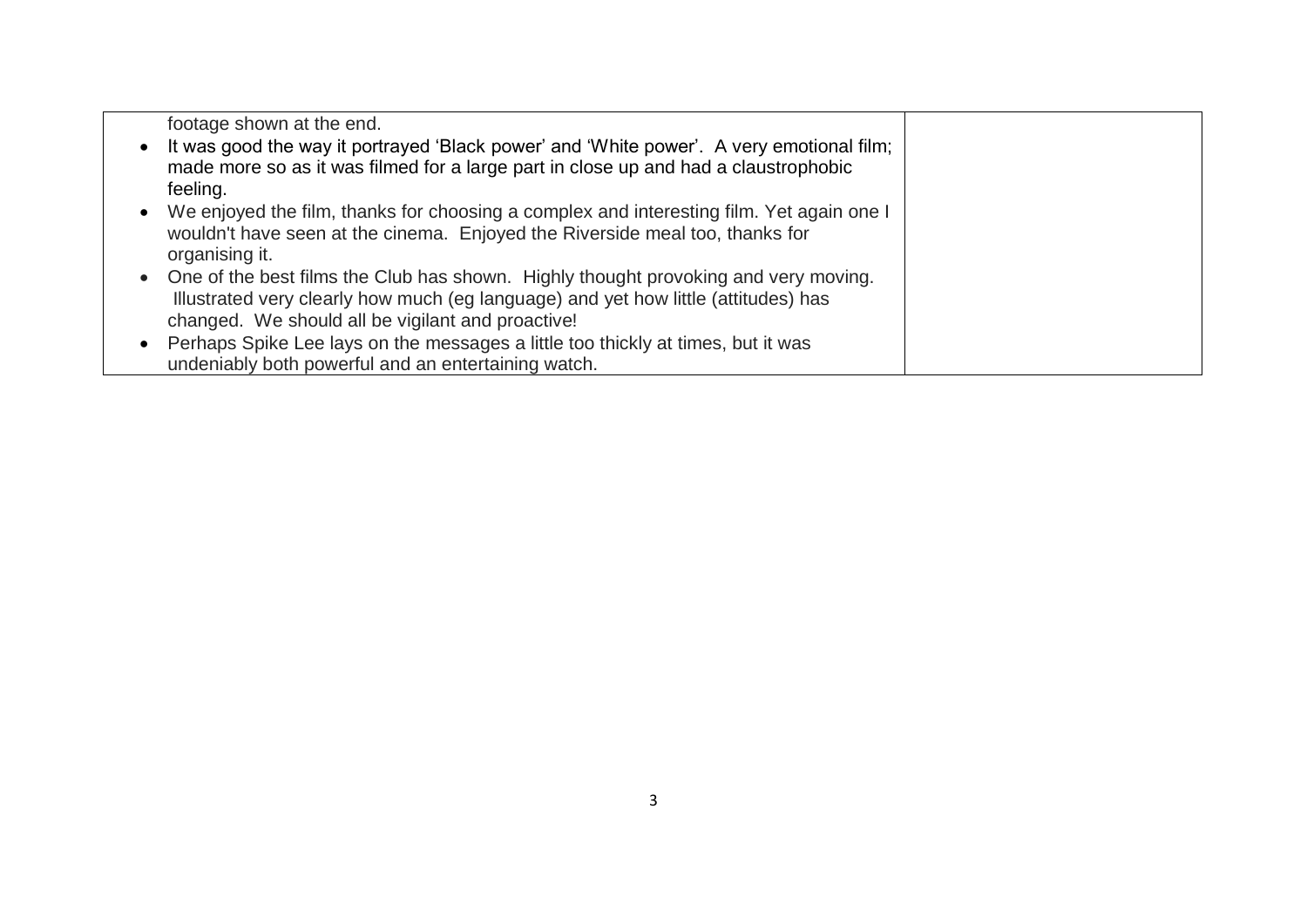| | |
|---|---|
| footage shown at the end.<br>• It was good the way it portrayed 'Black power' and 'White power'. A very emotional film; made more so as it was filmed for a large part in close up and had a claustrophobic feeling.<br>• We enjoyed the film, thanks for choosing a complex and interesting film. Yet again one I wouldn't have seen at the cinema. Enjoyed the Riverside meal too, thanks for organising it.<br>• One of the best films the Club has shown. Highly thought provoking and very moving. Illustrated very clearly how much (eg language) and yet how little (attitudes) has changed. We should all be vigilant and proactive!<br>• Perhaps Spike Lee lays on the messages a little too thickly at times, but it was undeniably both powerful and an entertaining watch. | |